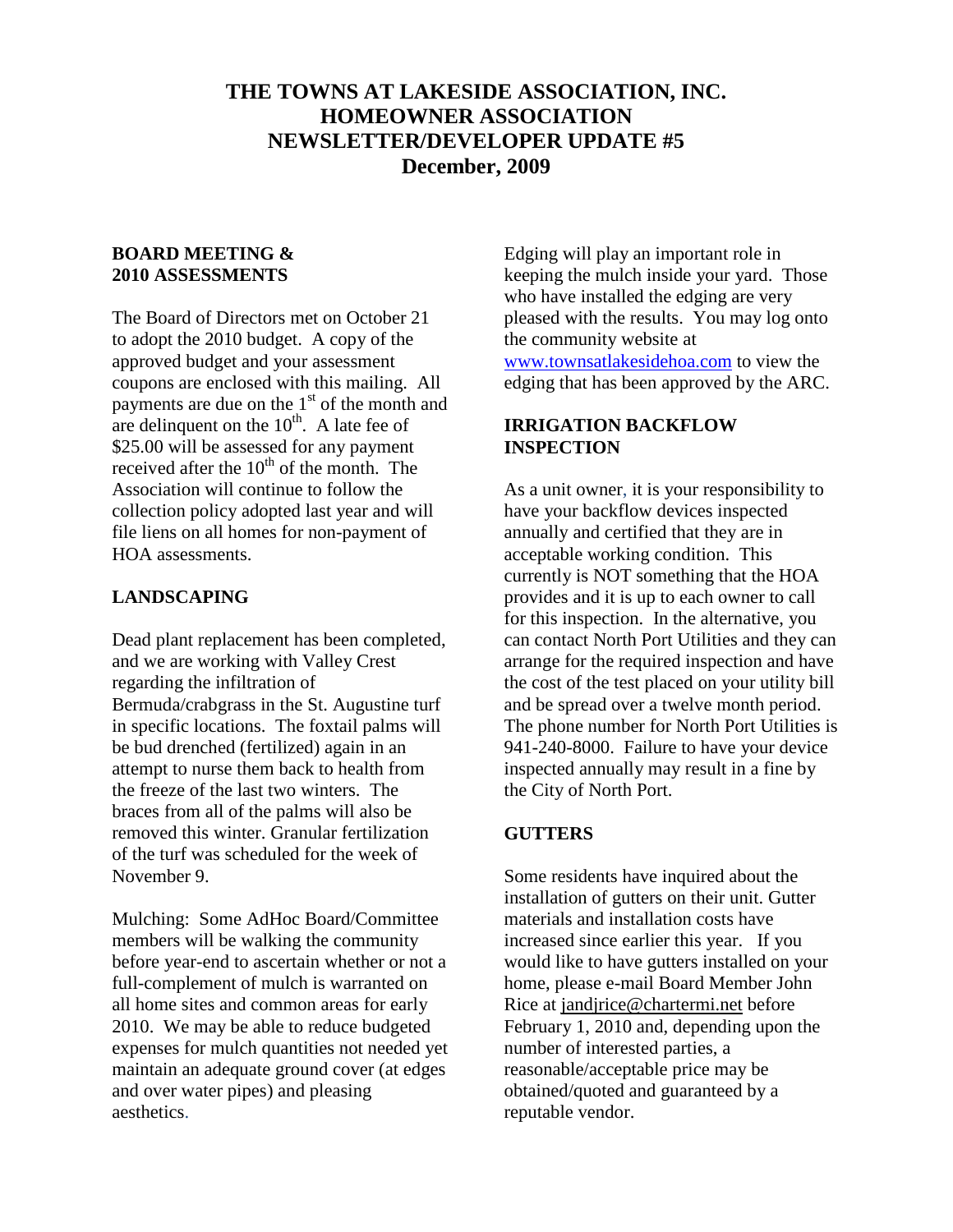# THE TOWNS AT LAKESIDE ASSOCIATION, INC.
# HOMEOWNER ASSOCIATION
# NEWSLETTER/DEVELOPER UPDATE #5
# December, 2009

## BOARD MEETING & 2010 ASSESSMENTS

The Board of Directors met on October 21 to adopt the 2010 budget. A copy of the approved budget and your assessment coupons are enclosed with this mailing. All payments are due on the 1st of the month and are delinquent on the 10th. A late fee of $25.00 will be assessed for any payment received after the 10th of the month. The Association will continue to follow the collection policy adopted last year and will file liens on all homes for non-payment of HOA assessments.

## LANDSCAPING

Dead plant replacement has been completed, and we are working with Valley Crest regarding the infiltration of Bermuda/crabgrass in the St. Augustine turf in specific locations. The foxtail palms will be bud drenched (fertilized) again in an attempt to nurse them back to health from the freeze of the last two winters. The braces from all of the palms will also be removed this winter. Granular fertilization of the turf was scheduled for the week of November 9.

Mulching: Some AdHoc Board/Committee members will be walking the community before year-end to ascertain whether or not a full-complement of mulch is warranted on all home sites and common areas for early 2010. We may be able to reduce budgeted expenses for mulch quantities not needed yet maintain an adequate ground cover (at edges and over water pipes) and pleasing aesthetics.

Edging will play an important role in keeping the mulch inside your yard. Those who have installed the edging are very pleased with the results. You may log onto the community website at www.townsatlakesidehoa.com to view the edging that has been approved by the ARC.

## IRRIGATION BACKFLOW INSPECTION

As a unit owner, it is your responsibility to have your backflow devices inspected annually and certified that they are in acceptable working condition. This currently is NOT something that the HOA provides and it is up to each owner to call for this inspection. In the alternative, you can contact North Port Utilities and they can arrange for the required inspection and have the cost of the test placed on your utility bill and be spread over a twelve month period. The phone number for North Port Utilities is 941-240-8000. Failure to have your device inspected annually may result in a fine by the City of North Port.

## GUTTERS

Some residents have inquired about the installation of gutters on their unit. Gutter materials and installation costs have increased since earlier this year. If you would like to have gutters installed on your home, please e-mail Board Member John Rice at jandjrice@chartermi.net before February 1, 2010 and, depending upon the number of interested parties, a reasonable/acceptable price may be obtained/quoted and guaranteed by a reputable vendor.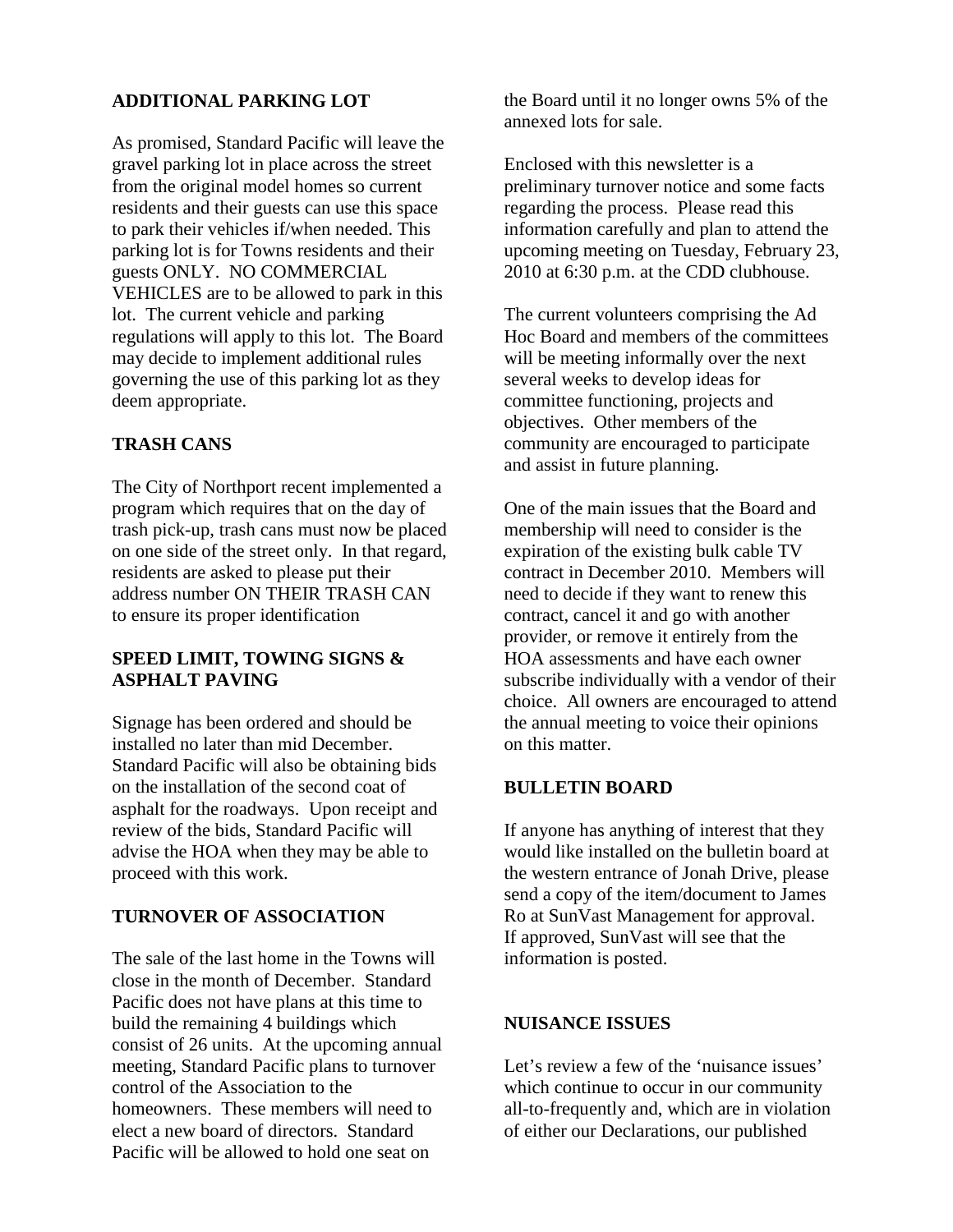## ADDITIONAL PARKING LOT

As promised, Standard Pacific will leave the gravel parking lot in place across the street from the original model homes so current residents and their guests can use this space to park their vehicles if/when needed. This parking lot is for Towns residents and their guests ONLY. NO COMMERCIAL VEHICLES are to be allowed to park in this lot. The current vehicle and parking regulations will apply to this lot. The Board may decide to implement additional rules governing the use of this parking lot as they deem appropriate.

## TRASH CANS

The City of Northport recent implemented a program which requires that on the day of trash pick-up, trash cans must now be placed on one side of the street only. In that regard, residents are asked to please put their address number ON THEIR TRASH CAN to ensure its proper identification

## SPEED LIMIT, TOWING SIGNS & ASPHALT PAVING

Signage has been ordered and should be installed no later than mid December. Standard Pacific will also be obtaining bids on the installation of the second coat of asphalt for the roadways. Upon receipt and review of the bids, Standard Pacific will advise the HOA when they may be able to proceed with this work.

## TURNOVER OF ASSOCIATION

The sale of the last home in the Towns will close in the month of December. Standard Pacific does not have plans at this time to build the remaining 4 buildings which consist of 26 units. At the upcoming annual meeting, Standard Pacific plans to turnover control of the Association to the homeowners. These members will need to elect a new board of directors. Standard Pacific will be allowed to hold one seat on the Board until it no longer owns 5% of the annexed lots for sale.

Enclosed with this newsletter is a preliminary turnover notice and some facts regarding the process. Please read this information carefully and plan to attend the upcoming meeting on Tuesday, February 23, 2010 at 6:30 p.m. at the CDD clubhouse.

The current volunteers comprising the Ad Hoc Board and members of the committees will be meeting informally over the next several weeks to develop ideas for committee functioning, projects and objectives. Other members of the community are encouraged to participate and assist in future planning.

One of the main issues that the Board and membership will need to consider is the expiration of the existing bulk cable TV contract in December 2010. Members will need to decide if they want to renew this contract, cancel it and go with another provider, or remove it entirely from the HOA assessments and have each owner subscribe individually with a vendor of their choice. All owners are encouraged to attend the annual meeting to voice their opinions on this matter.

## BULLETIN BOARD

If anyone has anything of interest that they would like installed on the bulletin board at the western entrance of Jonah Drive, please send a copy of the item/document to James Ro at SunVast Management for approval. If approved, SunVast will see that the information is posted.

## NUISANCE ISSUES

Let's review a few of the 'nuisance issues' which continue to occur in our community all-to-frequently and, which are in violation of either our Declarations, our published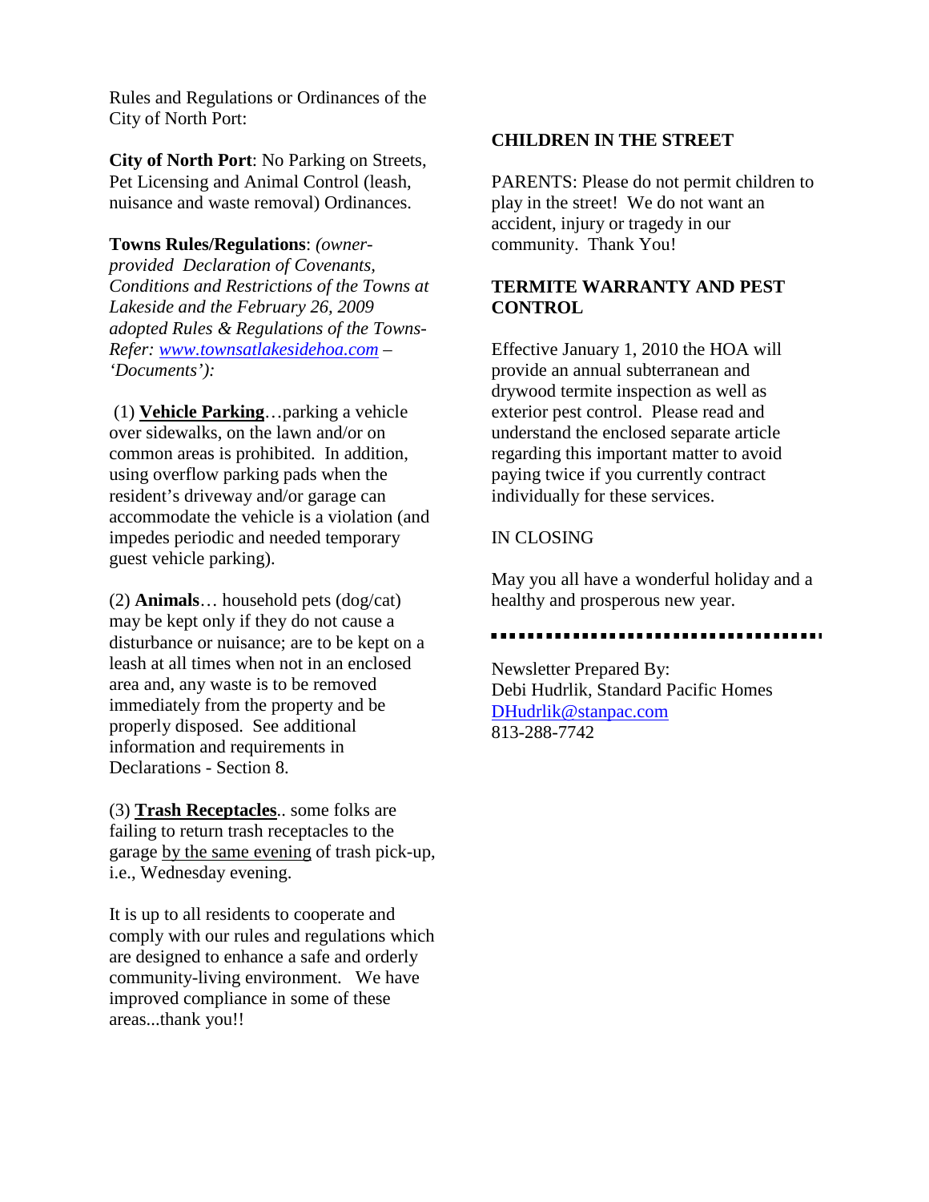Rules and Regulations or Ordinances of the City of North Port:

**City of North Port**: No Parking on Streets, Pet Licensing and Animal Control (leash, nuisance and waste removal) Ordinances.

**Towns Rules/Regulations**: *(owner-provided Declaration of Covenants, Conditions and Restrictions of the Towns at Lakeside and the February 26, 2009 adopted Rules & Regulations of the Towns- Refer: [www.townsatlakesidehoa.com](http://www.townsatlakesidehoa.com) – 'Documents'):*

(1) **Vehicle Parking**…parking a vehicle over sidewalks, on the lawn and/or on common areas is prohibited. In addition, using overflow parking pads when the resident's driveway and/or garage can accommodate the vehicle is a violation (and impedes periodic and needed temporary guest vehicle parking).

(2) **Animals**… household pets (dog/cat) may be kept only if they do not cause a disturbance or nuisance; are to be kept on a leash at all times when not in an enclosed area and, any waste is to be removed immediately from the property and be properly disposed. See additional information and requirements in Declarations - Section 8.

(3) **Trash Receptacles**.. some folks are failing to return trash receptacles to the garage by the same evening of trash pick-up, i.e., Wednesday evening.

It is up to all residents to cooperate and comply with our rules and regulations which are designed to enhance a safe and orderly community-living environment. We have improved compliance in some of these areas...thank you!!

**CHILDREN IN THE STREET**

PARENTS: Please do not permit children to play in the street! We do not want an accident, injury or tragedy in our community. Thank You!

**TERMITE WARRANTY AND PEST CONTROL**

Effective January 1, 2010 the HOA will provide an annual subterranean and drywood termite inspection as well as exterior pest control. Please read and understand the enclosed separate article regarding this important matter to avoid paying twice if you currently contract individually for these services.

IN CLOSING

May you all have a wonderful holiday and a healthy and prosperous new year.

---

Newsletter Prepared By:
Debi Hudrlik, Standard Pacific Homes
[DHudrlik@stanpac.com](mailto:DHudrlik@stanpac.com)
813-288-7742